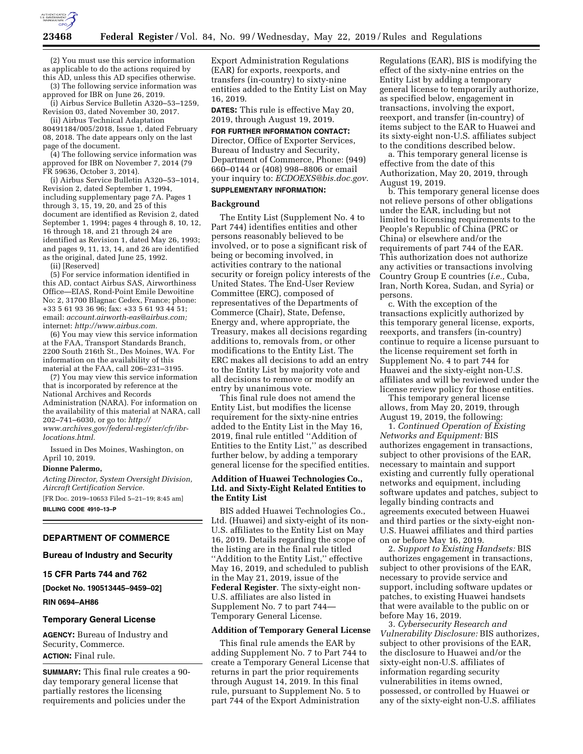(2) You must use this service information as applicable to do the actions required by this AD, unless this AD specifies otherwise.

(3) The following service information was approved for IBR on June 26, 2019.

(i) Airbus Service Bulletin A320–53–1259, Revision 03, dated November 30, 2017.

(ii) Airbus Technical Adaptation 80491184/005/2018, Issue 1, dated February 08, 2018. The date appears only on the last page of the document.

(4) The following service information was approved for IBR on November 7, 2014 (79 FR 59636, October 3, 2014).

(i) Airbus Service Bulletin A320–53–1014, Revision 2, dated September 1, 1994, including supplementary page 7A. Pages 1 through 3, 15, 19, 20, and 25 of this document are identified as Revision 2, dated September 1, 1994; pages 4 through 8, 10, 12, 16 through 18, and 21 through 24 are identified as Revision 1, dated May 26, 1993; and pages 9, 11, 13, 14, and 26 are identified as the original, dated June 25, 1992.

(ii) [Reserved]

(5) For service information identified in this AD, contact Airbus SAS, Airworthiness Office—EIAS, Rond-Point Emile Dewoitine No: 2, 31700 Blagnac Cedex, France; phone: +33 5 61 93 36 96; fax: +33 5 61 93 44 51; email: *account.airworth-eas@airbus.com;* internet: *http://www.airbus.com.*

(6) You may view this service information at the FAA, Transport Standards Branch, 2200 South 216th St., Des Moines, WA. For information on the availability of this material at the FAA, call 206–231–3195.

(7) You may view this service information that is incorporated by reference at the National Archives and Records Administration (NARA). For information on the availability of this material at NARA, call 202–741–6030, or go to: *http://www.archives.gov/federal-register/cfr/ibr-locations.html.*

Issued in Des Moines, Washington, on April 10, 2019.

**Dionne Palermo,**

*Acting Director, System Oversight Division, Aircraft Certification Service.*

[FR Doc. 2019–10653 Filed 5–21–19; 8:45 am]

**BILLING CODE 4910–13–P**

## DEPARTMENT OF COMMERCE

### Bureau of Industry and Security

### 15 CFR Parts 744 and 762

**[Docket No. 190513445–9459–02]**

**RIN 0694–AH86**

### Temporary General License

**AGENCY:** Bureau of Industry and Security, Commerce.

**ACTION:** Final rule.

**SUMMARY:** This final rule creates a 90-day temporary general license that partially restores the licensing requirements and policies under the Export Administration Regulations (EAR) for exports, reexports, and transfers (in-country) to sixty-nine entities added to the Entity List on May 16, 2019.

**DATES:** This rule is effective May 20, 2019, through August 19, 2019.

**FOR FURTHER INFORMATION CONTACT:** Director, Office of Exporter Services, Bureau of Industry and Security, Department of Commerce, Phone: (949) 660–0144 or (408) 998–8806 or email your inquiry to: *ECDOEXS@bis.doc.gov.*

**SUPPLEMENTARY INFORMATION:**

#### Background

The Entity List (Supplement No. 4 to Part 744) identifies entities and other persons reasonably believed to be involved, or to pose a significant risk of being or becoming involved, in activities contrary to the national security or foreign policy interests of the United States. The End-User Review Committee (ERC), composed of representatives of the Departments of Commerce (Chair), State, Defense, Energy and, where appropriate, the Treasury, makes all decisions regarding additions to, removals from, or other modifications to the Entity List. The ERC makes all decisions to add an entry to the Entity List by majority vote and all decisions to remove or modify an entry by unanimous vote.

This final rule does not amend the Entity List, but modifies the license requirement for the sixty-nine entries added to the Entity List in the May 16, 2019, final rule entitled ''Addition of Entities to the Entity List,'' as described further below, by adding a temporary general license for the specified entities.

#### Addition of Huawei Technologies Co., Ltd. and Sixty-Eight Related Entities to the Entity List

BIS added Huawei Technologies Co., Ltd. (Huawei) and sixty-eight of its non-U.S. affiliates to the Entity List on May 16, 2019. Details regarding the scope of the listing are in the final rule titled ''Addition to the Entity List,'' effective May 16, 2019, and scheduled to publish in the May 21, 2019, issue of the **Federal Register**. The sixty-eight non-U.S. affiliates are also listed in Supplement No. 7 to part 744—Temporary General License.

#### Addition of Temporary General License

This final rule amends the EAR by adding Supplement No. 7 to Part 744 to create a Temporary General License that returns in part the prior requirements through August 14, 2019. In this final rule, pursuant to Supplement No. 5 to part 744 of the Export Administration Regulations (EAR), BIS is modifying the effect of the sixty-nine entries on the Entity List by adding a temporary general license to temporarily authorize, as specified below, engagement in transactions, involving the export, reexport, and transfer (in-country) of items subject to the EAR to Huawei and its sixty-eight non-U.S. affiliates subject to the conditions described below.

a. This temporary general license is effective from the date of this Authorization, May 20, 2019, through August 19, 2019.

b. This temporary general license does not relieve persons of other obligations under the EAR, including but not limited to licensing requirements to the People's Republic of China (PRC or China) or elsewhere and/or the requirements of part 744 of the EAR. This authorization does not authorize any activities or transactions involving Country Group E countries (*i.e.,* Cuba, Iran, North Korea, Sudan, and Syria) or persons.

c. With the exception of the transactions explicitly authorized by this temporary general license, exports, reexports, and transfers (in-country) continue to require a license pursuant to the license requirement set forth in Supplement No. 4 to part 744 for Huawei and the sixty-eight non-U.S. affiliates and will be reviewed under the license review policy for those entities.

This temporary general license allows, from May 20, 2019, through August 19, 2019, the following:

1. *Continued Operation of Existing Networks and Equipment:* BIS authorizes engagement in transactions, subject to other provisions of the EAR, necessary to maintain and support existing and currently fully operational networks and equipment, including software updates and patches, subject to legally binding contracts and agreements executed between Huawei and third parties or the sixty-eight non-U.S. Huawei affiliates and third parties on or before May 16, 2019.

2. *Support to Existing Handsets:* BIS authorizes engagement in transactions, subject to other provisions of the EAR, necessary to provide service and support, including software updates or patches, to existing Huawei handsets that were available to the public on or before May 16, 2019.

3. *Cybersecurity Research and Vulnerability Disclosure:* BIS authorizes, subject to other provisions of the EAR, the disclosure to Huawei and/or the sixty-eight non-U.S. affiliates of information regarding security vulnerabilities in items owned, possessed, or controlled by Huawei or any of the sixty-eight non-U.S. affiliates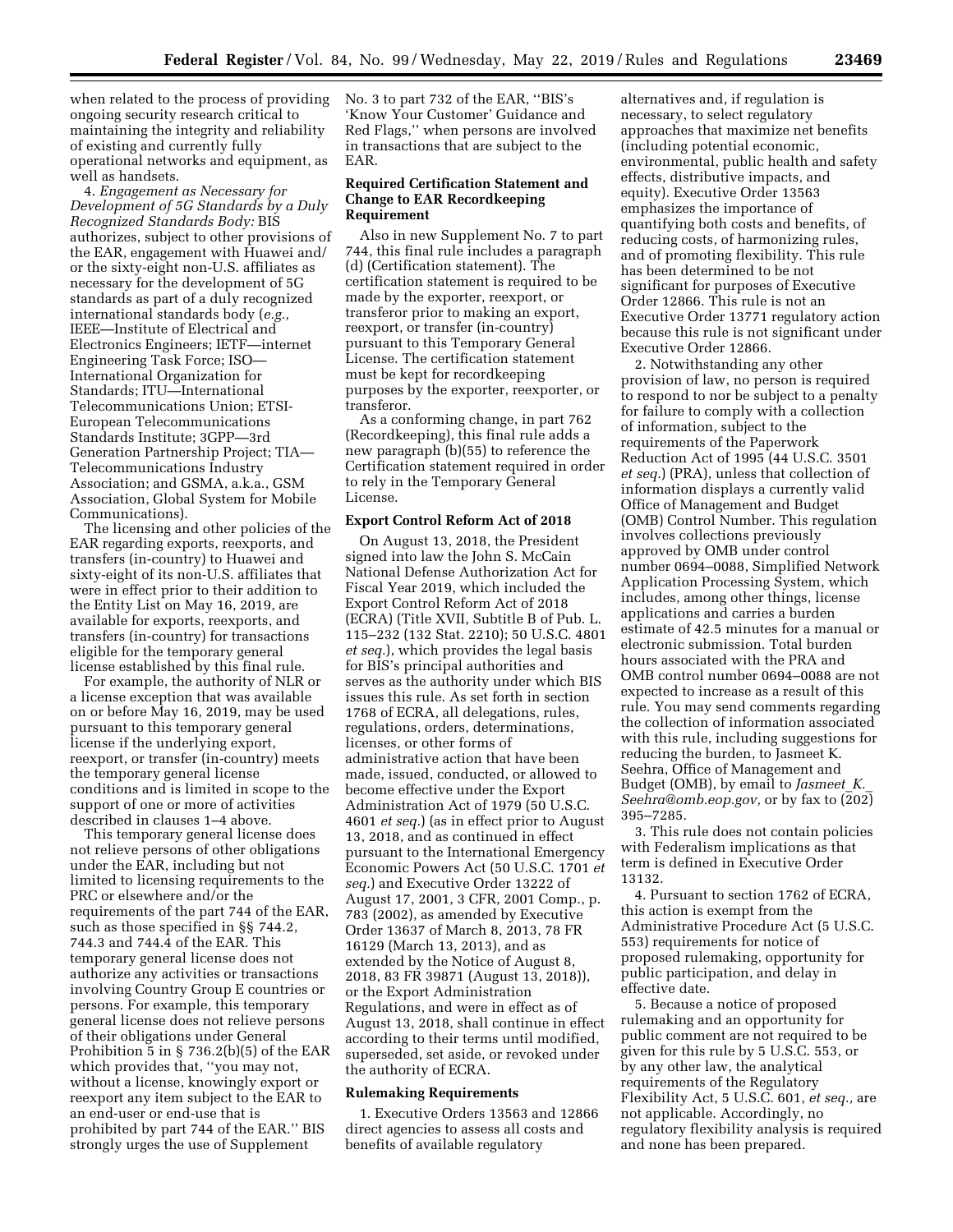when related to the process of providing ongoing security research critical to maintaining the integrity and reliability of existing and currently fully operational networks and equipment, as well as handsets.

4. *Engagement as Necessary for Development of 5G Standards by a Duly Recognized Standards Body:* BIS authorizes, subject to other provisions of the EAR, engagement with Huawei and/or the sixty-eight non-U.S. affiliates as necessary for the development of 5G standards as part of a duly recognized international standards body (*e.g.,* IEEE—Institute of Electrical and Electronics Engineers; IETF—internet Engineering Task Force; ISO—International Organization for Standards; ITU—International Telecommunications Union; ETSI-European Telecommunications Standards Institute; 3GPP—3rd Generation Partnership Project; TIA—Telecommunications Industry Association; and GSMA, a.k.a., GSM Association, Global System for Mobile Communications).

The licensing and other policies of the EAR regarding exports, reexports, and transfers (in-country) to Huawei and sixty-eight of its non-U.S. affiliates that were in effect prior to their addition to the Entity List on May 16, 2019, are available for exports, reexports, and transfers (in-country) for transactions eligible for the temporary general license established by this final rule.

For example, the authority of NLR or a license exception that was available on or before May 16, 2019, may be used pursuant to this temporary general license if the underlying export, reexport, or transfer (in-country) meets the temporary general license conditions and is limited in scope to the support of one or more of activities described in clauses 1–4 above.

This temporary general license does not relieve persons of other obligations under the EAR, including but not limited to licensing requirements to the PRC or elsewhere and/or the requirements of the part 744 of the EAR, such as those specified in §§ 744.2, 744.3 and 744.4 of the EAR. This temporary general license does not authorize any activities or transactions involving Country Group E countries or persons. For example, this temporary general license does not relieve persons of their obligations under General Prohibition 5 in § 736.2(b)(5) of the EAR which provides that, ''you may not, without a license, knowingly export or reexport any item subject to the EAR to an end-user or end-use that is prohibited by part 744 of the EAR.'' BIS strongly urges the use of Supplement No. 3 to part 732 of the EAR, ''BIS's 'Know Your Customer' Guidance and Red Flags,'' when persons are involved in transactions that are subject to the EAR.

**Required Certification Statement and Change to EAR Recordkeeping Requirement**

Also in new Supplement No. 7 to part 744, this final rule includes a paragraph (d) (Certification statement). The certification statement is required to be made by the exporter, reexport, or transferor prior to making an export, reexport, or transfer (in-country) pursuant to this Temporary General License. The certification statement must be kept for recordkeeping purposes by the exporter, reexporter, or transferor.

As a conforming change, in part 762 (Recordkeeping), this final rule adds a new paragraph (b)(55) to reference the Certification statement required in order to rely in the Temporary General License.

**Export Control Reform Act of 2018**

On August 13, 2018, the President signed into law the John S. McCain National Defense Authorization Act for Fiscal Year 2019, which included the Export Control Reform Act of 2018 (ECRA) (Title XVII, Subtitle B of Pub. L. 115–232 (132 Stat. 2210); 50 U.S.C. 4801 *et seq.*), which provides the legal basis for BIS's principal authorities and serves as the authority under which BIS issues this rule. As set forth in section 1768 of ECRA, all delegations, rules, regulations, orders, determinations, licenses, or other forms of administrative action that have been made, issued, conducted, or allowed to become effective under the Export Administration Act of 1979 (50 U.S.C. 4601 *et seq.*) (as in effect prior to August 13, 2018, and as continued in effect pursuant to the International Emergency Economic Powers Act (50 U.S.C. 1701 *et seq.*) and Executive Order 13222 of August 17, 2001, 3 CFR, 2001 Comp., p. 783 (2002), as amended by Executive Order 13637 of March 8, 2013, 78 FR 16129 (March 13, 2013), and as extended by the Notice of August 8, 2018, 83 FR 39871 (August 13, 2018)), or the Export Administration Regulations, and were in effect as of August 13, 2018, shall continue in effect according to their terms until modified, superseded, set aside, or revoked under the authority of ECRA.

**Rulemaking Requirements**

1. Executive Orders 13563 and 12866 direct agencies to assess all costs and benefits of available regulatory alternatives and, if regulation is necessary, to select regulatory approaches that maximize net benefits (including potential economic, environmental, public health and safety effects, distributive impacts, and equity). Executive Order 13563 emphasizes the importance of quantifying both costs and benefits, of reducing costs, of harmonizing rules, and of promoting flexibility. This rule has been determined to be not significant for purposes of Executive Order 12866. This rule is not an Executive Order 13771 regulatory action because this rule is not significant under Executive Order 12866.

2. Notwithstanding any other provision of law, no person is required to respond to nor be subject to a penalty for failure to comply with a collection of information, subject to the requirements of the Paperwork Reduction Act of 1995 (44 U.S.C. 3501 *et seq.*) (PRA), unless that collection of information displays a currently valid Office of Management and Budget (OMB) Control Number. This regulation involves collections previously approved by OMB under control number 0694–0088, Simplified Network Application Processing System, which includes, among other things, license applications and carries a burden estimate of 42.5 minutes for a manual or electronic submission. Total burden hours associated with the PRA and OMB control number 0694–0088 are not expected to increase as a result of this rule. You may send comments regarding the collection of information associated with this rule, including suggestions for reducing the burden, to Jasmeet K. Seehra, Office of Management and Budget (OMB), by email to *Jasmeet_K._Seehra@omb.eop.gov,* or by fax to (202) 395–7285.

3. This rule does not contain policies with Federalism implications as that term is defined in Executive Order 13132.

4. Pursuant to section 1762 of ECRA, this action is exempt from the Administrative Procedure Act (5 U.S.C. 553) requirements for notice of proposed rulemaking, opportunity for public participation, and delay in effective date.

5. Because a notice of proposed rulemaking and an opportunity for public comment are not required to be given for this rule by 5 U.S.C. 553, or by any other law, the analytical requirements of the Regulatory Flexibility Act, 5 U.S.C. 601, *et seq.,* are not applicable. Accordingly, no regulatory flexibility analysis is required and none has been prepared.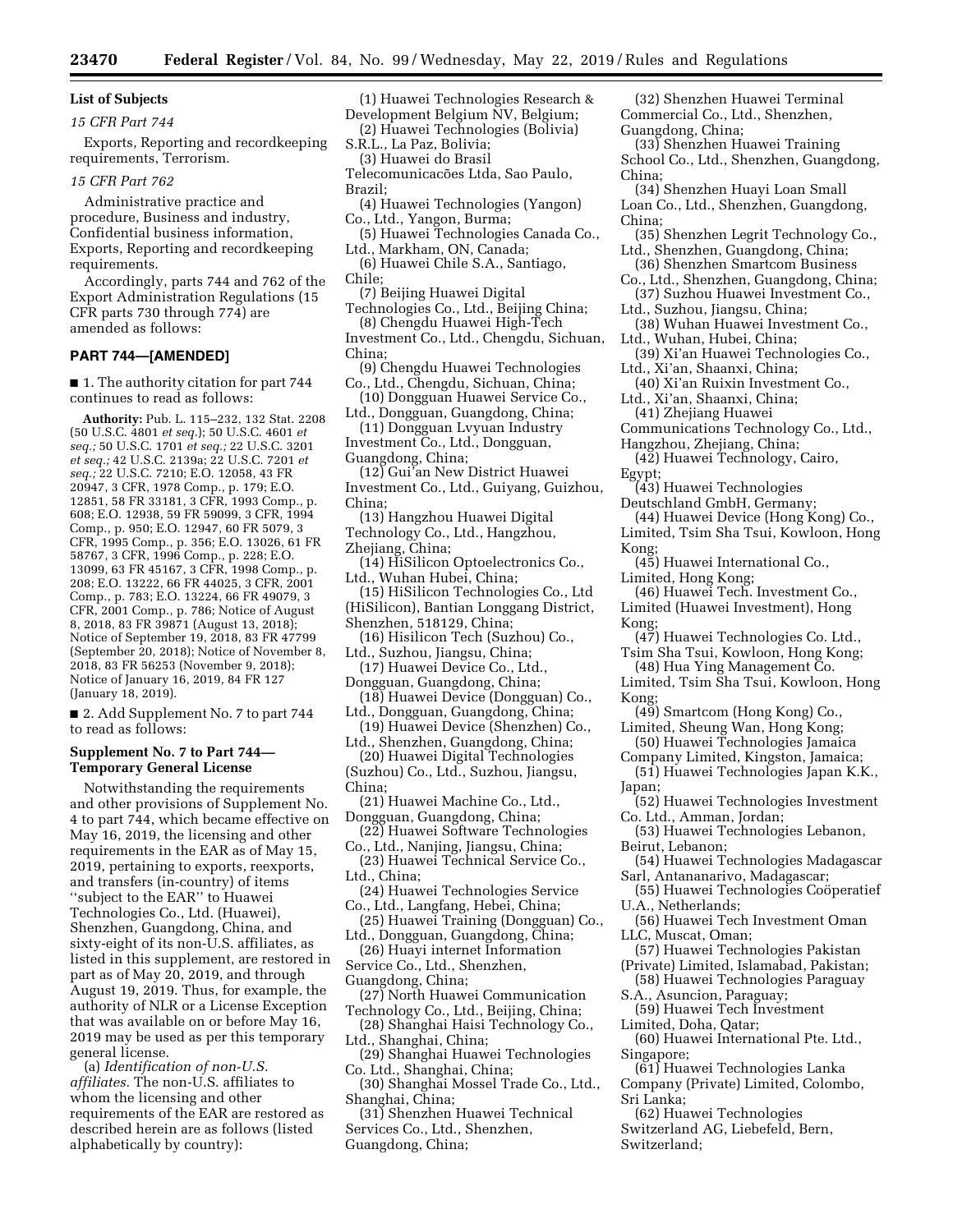**List of Subjects**

*15 CFR Part 744*

Exports, Reporting and recordkeeping requirements, Terrorism.

*15 CFR Part 762*

Administrative practice and procedure, Business and industry, Confidential business information, Exports, Reporting and recordkeeping requirements.

Accordingly, parts 744 and 762 of the Export Administration Regulations (15 CFR parts 730 through 774) are amended as follows:

## PART 744—[AMENDED]

■ 1. The authority citation for part 744 continues to read as follows:

**Authority:** Pub. L. 115–232, 132 Stat. 2208 (50 U.S.C. 4801 *et seq.*); 50 U.S.C. 4601 *et seq.;* 50 U.S.C. 1701 *et seq.;* 22 U.S.C. 3201 *et seq.;* 42 U.S.C. 2139a; 22 U.S.C. 7201 *et seq.;* 22 U.S.C. 7210; E.O. 12058, 43 FR 20947, 3 CFR, 1978 Comp., p. 179; E.O. 12851, 58 FR 33181, 3 CFR, 1993 Comp., p. 608; E.O. 12938, 59 FR 59099, 3 CFR, 1994 Comp., p. 950; E.O. 12947, 60 FR 5079, 3 CFR, 1995 Comp., p. 356; E.O. 13026, 61 FR 58767, 3 CFR, 1996 Comp., p. 228; E.O. 13099, 63 FR 45167, 3 CFR, 1998 Comp., p. 208; E.O. 13222, 66 FR 44025, 3 CFR, 2001 Comp., p. 783; E.O. 13224, 66 FR 49079, 3 CFR, 2001 Comp., p. 786; Notice of August 8, 2018, 83 FR 39871 (August 13, 2018); Notice of September 19, 2018, 83 FR 47799 (September 20, 2018); Notice of November 8, 2018, 83 FR 56253 (November 9, 2018); Notice of January 16, 2019, 84 FR 127 (January 18, 2019).

■ 2. Add Supplement No. 7 to part 744 to read as follows:

### Supplement No. 7 to Part 744—Temporary General License

Notwithstanding the requirements and other provisions of Supplement No. 4 to part 744, which became effective on May 16, 2019, the licensing and other requirements in the EAR as of May 15, 2019, pertaining to exports, reexports, and transfers (in-country) of items "subject to the EAR" to Huawei Technologies Co., Ltd. (Huawei), Shenzhen, Guangdong, China, and sixty-eight of its non-U.S. affiliates, as listed in this supplement, are restored in part as of May 20, 2019, and through August 19, 2019. Thus, for example, the authority of NLR or a License Exception that was available on or before May 16, 2019 may be used as per this temporary general license.

(a) *Identification of non-U.S. affiliates.* The non-U.S. affiliates to whom the licensing and other requirements of the EAR are restored as described herein are as follows (listed alphabetically by country):

(1) Huawei Technologies Research & Development Belgium NV, Belgium;
(2) Huawei Technologies (Bolivia) S.R.L., La Paz, Bolivia;
(3) Huawei do Brasil Telecomunicacões Ltda, Sao Paulo, Brazil;
(4) Huawei Technologies (Yangon) Co., Ltd., Yangon, Burma;
(5) Huawei Technologies Canada Co., Ltd., Markham, ON, Canada;
(6) Huawei Chile S.A., Santiago, Chile;
(7) Beijing Huawei Digital Technologies Co., Ltd., Beijing China;
(8) Chengdu Huawei High-Tech Investment Co., Ltd., Chengdu, Sichuan, China;
(9) Chengdu Huawei Technologies Co., Ltd., Chengdu, Sichuan, China;
(10) Dongguan Huawei Service Co., Ltd., Dongguan, Guangdong, China;
(11) Dongguan Lvyuan Industry Investment Co., Ltd., Dongguan, Guangdong, China;
(12) Gui'an New District Huawei Investment Co., Ltd., Guiyang, Guizhou, China;
(13) Hangzhou Huawei Digital Technology Co., Ltd., Hangzhou, Zhejiang, China;
(14) HiSilicon Optoelectronics Co., Ltd., Wuhan Hubei, China;
(15) HiSilicon Technologies Co., Ltd (HiSilicon), Bantian Longgang District, Shenzhen, 518129, China;
(16) Hisilicon Tech (Suzhou) Co., Ltd., Suzhou, Jiangsu, China;
(17) Huawei Device Co., Ltd., Dongguan, Guangdong, China;
(18) Huawei Device (Dongguan) Co., Ltd., Dongguan, Guangdong, China;
(19) Huawei Device (Shenzhen) Co., Ltd., Shenzhen, Guangdong, China;
(20) Huawei Digital Technologies (Suzhou) Co., Ltd., Suzhou, Jiangsu, China;
(21) Huawei Machine Co., Ltd., Dongguan, Guangdong, China;
(22) Huawei Software Technologies Co., Ltd., Nanjing, Jiangsu, China;
(23) Huawei Technical Service Co., Ltd., China;
(24) Huawei Technologies Service Co., Ltd., Langfang, Hebei, China;
(25) Huawei Training (Dongguan) Co., Ltd., Dongguan, Guangdong, China;
(26) Huayi internet Information Service Co., Ltd., Shenzhen, Guangdong, China;
(27) North Huawei Communication Technology Co., Ltd., Beijing, China;
(28) Shanghai Haisi Technology Co., Ltd., Shanghai, China;
(29) Shanghai Huawei Technologies Co. Ltd., Shanghai, China;
(30) Shanghai Mossel Trade Co., Ltd., Shanghai, China;
(31) Shenzhen Huawei Technical Services Co., Ltd., Shenzhen, Guangdong, China;
(32) Shenzhen Huawei Terminal Commercial Co., Ltd., Shenzhen, Guangdong, China;
(33) Shenzhen Huawei Training School Co., Ltd., Shenzhen, Guangdong, China;
(34) Shenzhen Huayi Loan Small Loan Co., Ltd., Shenzhen, Guangdong, China;
(35) Shenzhen Legrit Technology Co., Ltd., Shenzhen, Guangdong, China;
(36) Shenzhen Smartcom Business Co., Ltd., Shenzhen, Guangdong, China;
(37) Suzhou Huawei Investment Co., Ltd., Suzhou, Jiangsu, China;
(38) Wuhan Huawei Investment Co., Ltd., Wuhan, Hubei, China;
(39) Xi'an Huawei Technologies Co., Ltd., Xi'an, Shaanxi, China;
(40) Xi'an Ruixin Investment Co., Ltd., Xi'an, Shaanxi, China;
(41) Zhejiang Huawei Communications Technology Co., Ltd., Hangzhou, Zhejiang, China;
(42) Huawei Technology, Cairo, Egypt;
(43) Huawei Technologies Deutschland GmbH, Germany;
(44) Huawei Device (Hong Kong) Co., Limited, Tsim Sha Tsui, Kowloon, Hong Kong;
(45) Huawei International Co., Limited, Hong Kong;
(46) Huawei Tech. Investment Co., Limited (Huawei Investment), Hong Kong;
(47) Huawei Technologies Co. Ltd., Tsim Sha Tsui, Kowloon, Hong Kong;
(48) Hua Ying Management Co. Limited, Tsim Sha Tsui, Kowloon, Hong Kong;
(49) Smartcom (Hong Kong) Co., Limited, Sheung Wan, Hong Kong;
(50) Huawei Technologies Jamaica Company Limited, Kingston, Jamaica;
(51) Huawei Technologies Japan K.K., Japan;
(52) Huawei Technologies Investment Co. Ltd., Amman, Jordan;
(53) Huawei Technologies Lebanon, Beirut, Lebanon;
(54) Huawei Technologies Madagascar Sarl, Antananarivo, Madagascar;
(55) Huawei Technologies Coöperatief U.A., Netherlands;
(56) Huawei Tech Investment Oman LLC, Muscat, Oman;
(57) Huawei Technologies Pakistan (Private) Limited, Islamabad, Pakistan;
(58) Huawei Technologies Paraguay S.A., Asuncion, Paraguay;
(59) Huawei Tech Investment Limited, Doha, Qatar;
(60) Huawei International Pte. Ltd., Singapore;
(61) Huawei Technologies Lanka Company (Private) Limited, Colombo, Sri Lanka;
(62) Huawei Technologies Switzerland AG, Liebefeld, Bern, Switzerland;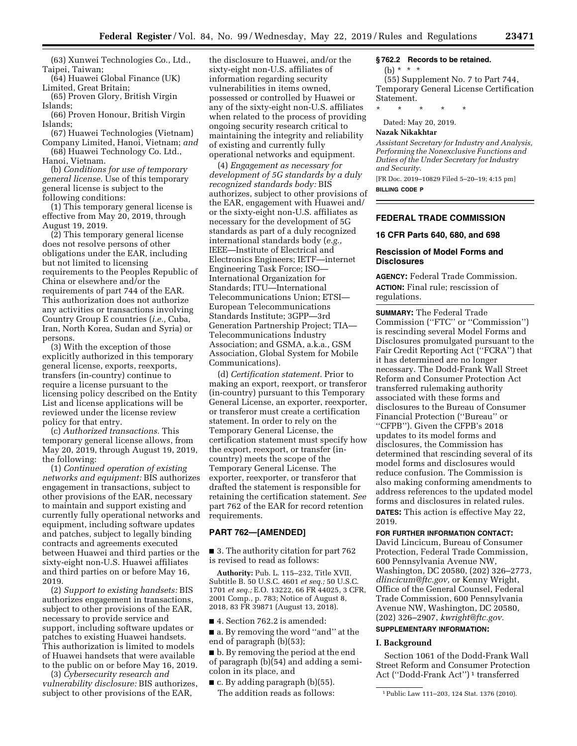(63) Xunwei Technologies Co., Ltd., Taipei, Taiwan;

(64) Huawei Global Finance (UK) Limited, Great Britain;

(65) Proven Glory, British Virgin Islands;

(66) Proven Honour, British Virgin Islands;

(67) Huawei Technologies (Vietnam) Company Limited, Hanoi, Vietnam; *and*

(68) Huawei Technology Co. Ltd., Hanoi, Vietnam.

(b) *Conditions for use of temporary general license.* Use of this temporary general license is subject to the following conditions:

(1) This temporary general license is effective from May 20, 2019, through August 19, 2019.

(2) This temporary general license does not resolve persons of other obligations under the EAR, including but not limited to licensing requirements to the Peoples Republic of China or elsewhere and/or the requirements of part 744 of the EAR. This authorization does not authorize any activities or transactions involving Country Group E countries (*i.e.,* Cuba, Iran, North Korea, Sudan and Syria) or persons.

(3) With the exception of those explicitly authorized in this temporary general license, exports, reexports, transfers (in-country) continue to require a license pursuant to the licensing policy described on the Entity List and license applications will be reviewed under the license review policy for that entry.

(c) *Authorized transactions.* This temporary general license allows, from May 20, 2019, through August 19, 2019, the following:

(1) *Continued operation of existing networks and equipment:* BIS authorizes engagement in transactions, subject to other provisions of the EAR, necessary to maintain and support existing and currently fully operational networks and equipment, including software updates and patches, subject to legally binding contracts and agreements executed between Huawei and third parties or the sixty-eight non-U.S. Huawei affiliates and third parties on or before May 16, 2019.

(2) *Support to existing handsets:* BIS authorizes engagement in transactions, subject to other provisions of the EAR, necessary to provide service and support, including software updates or patches to existing Huawei handsets. This authorization is limited to models of Huawei handsets that were available to the public on or before May 16, 2019.

(3) *Cybersecurity research and vulnerability disclosure:* BIS authorizes, subject to other provisions of the EAR, the disclosure to Huawei, and/or the sixty-eight non-U.S. affiliates of information regarding security vulnerabilities in items owned, possessed or controlled by Huawei or any of the sixty-eight non-U.S. affiliates when related to the process of providing ongoing security research critical to maintaining the integrity and reliability of existing and currently fully operational networks and equipment.

(4) *Engagement as necessary for development of 5G standards by a duly recognized standards body:* BIS authorizes, subject to other provisions of the EAR, engagement with Huawei and/or the sixty-eight non-U.S. affiliates as necessary for the development of 5G standards as part of a duly recognized international standards body (*e.g.,* IEEE—Institute of Electrical and Electronics Engineers; IETF—internet Engineering Task Force; ISO—International Organization for Standards; ITU—International Telecommunications Union; ETSI—European Telecommunications Standards Institute; 3GPP—3rd Generation Partnership Project; TIA—Telecommunications Industry Association; and GSMA, a.k.a., GSM Association, Global System for Mobile Communications).

(d) *Certification statement.* Prior to making an export, reexport, or transferor (in-country) pursuant to this Temporary General License, an exporter, reexporter, or transferor must create a certification statement. In order to rely on the Temporary General License, the certification statement must specify how the export, reexport, or transfer (in-country) meets the scope of the Temporary General License. The exporter, reexporter, or transferor that drafted the statement is responsible for retaining the certification statement. *See* part 762 of the EAR for record retention requirements.

## PART 762—[AMENDED]

■ 3. The authority citation for part 762 is revised to read as follows:

**Authority:** Pub. L. 115–232, Title XVII, Subtitle B. 50 U.S.C. 4601 *et seq.;* 50 U.S.C. 1701 *et seq.;* E.O. 13222, 66 FR 44025, 3 CFR, 2001 Comp., p. 783; Notice of August 8, 2018, 83 FR 39871 (August 13, 2018).

■ 4. Section 762.2 is amended:

■ a. By removing the word ''and'' at the end of paragraph (b)(53);

■ b. By removing the period at the end of paragraph (b)(54) and adding a semi-colon in its place, and

■ c. By adding paragraph (b)(55).

The addition reads as follows:

### § 762.2 Records to be retained.

(b) * * *

(55) Supplement No. 7 to Part 744, Temporary General License Certification Statement.

\* \* \* \* \*

Dated: May 20, 2019.

**Nazak Nikakhtar**

*Assistant Secretary for Industry and Analysis, Performing the Nonexclusive Functions and Duties of the Under Secretary for Industry and Security.*

[FR Doc. 2019–10829 Filed 5–20–19; 4:15 pm]

**BILLING CODE P**

## FEDERAL TRADE COMMISSION

## 16 CFR Parts 640, 680, and 698

## Rescission of Model Forms and Disclosures

**AGENCY:** Federal Trade Commission.

**ACTION:** Final rule; rescission of regulations.

**SUMMARY:** The Federal Trade Commission (''FTC'' or ''Commission'') is rescinding several Model Forms and Disclosures promulgated pursuant to the Fair Credit Reporting Act (''FCRA'') that it has determined are no longer necessary. The Dodd-Frank Wall Street Reform and Consumer Protection Act transferred rulemaking authority associated with these forms and disclosures to the Bureau of Consumer Financial Protection (''Bureau'' or ''CFPB''). Given the CFPB's 2018 updates to its model forms and disclosures, the Commission has determined that rescinding several of its model forms and disclosures would reduce confusion. The Commission is also making conforming amendments to address references to the updated model forms and disclosures in related rules.

**DATES:** This action is effective May 22, 2019.

**FOR FURTHER INFORMATION CONTACT:** David Lincicum, Bureau of Consumer Protection, Federal Trade Commission, 600 Pennsylvania Avenue NW, Washington, DC 20580, (202) 326–2773, *dlincicum@ftc.gov,* or Kenny Wright, Office of the General Counsel, Federal Trade Commission, 600 Pennsylvania Avenue NW, Washington, DC 20580, (202) 326–2907, *kwright@ftc.gov.*

**SUPPLEMENTARY INFORMATION:**

### I. Background

Section 1061 of the Dodd-Frank Wall Street Reform and Consumer Protection Act (''Dodd-Frank Act'')[1] transferred

[1] Public Law 111–203, 124 Stat. 1376 (2010).